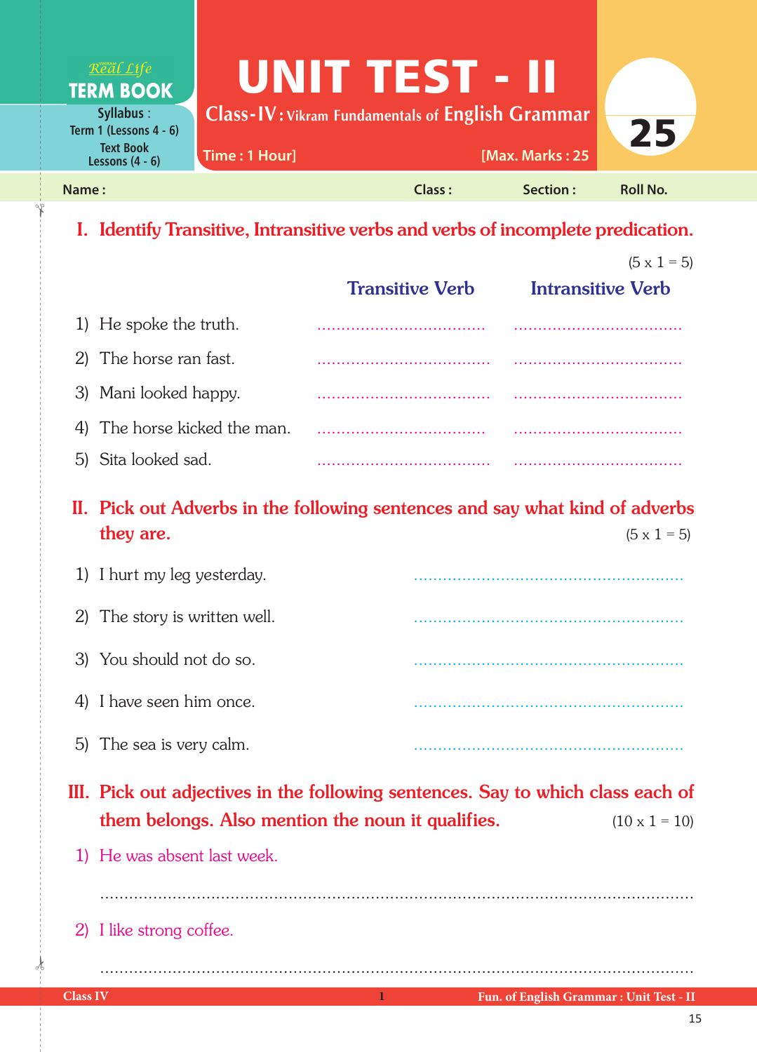Real Life **TERM BOOK**

Syllabus : Term 1 (Lessons 4 - 6)
Text Book Lessons (4 - 6)

# UNIT TEST - II

**Class-IV : Vikram Fundamentals of English Grammar**

Time : 1 Hour] [Max. Marks : 25

**25**

Name : Class : Section : Roll No.

## I. Identify Transitive, Intransitive verbs and verbs of incomplete predication.

(5 x 1 = 5)

| | Transitive Verb | Intransitive Verb |
|---|---|---|
| 1) He spoke the truth. | .................................. | .................................. |
| 2) The horse ran fast. | .................................. | .................................. |
| 3) Mani looked happy. | .................................. | .................................. |
| 4) The horse kicked the man. | .................................. | .................................. |
| 5) Sita looked sad. | .................................. | .................................. |

## II. Pick out Adverbs in the following sentences and say what kind of adverbs they are.

(5 x 1 = 5)

1) I hurt my leg yesterday. ......................................................
2) The story is written well. ......................................................
3) You should not do so. ......................................................
4) I have seen him once. ......................................................
5) The sea is very calm. ......................................................

## III. Pick out adjectives in the following sentences. Say to which class each of them belongs. Also mention the noun it qualifies.

(10 x 1 = 10)

1) He was absent last week.

..........................................................................................................................

2) I like strong coffee.

..........................................................................................................................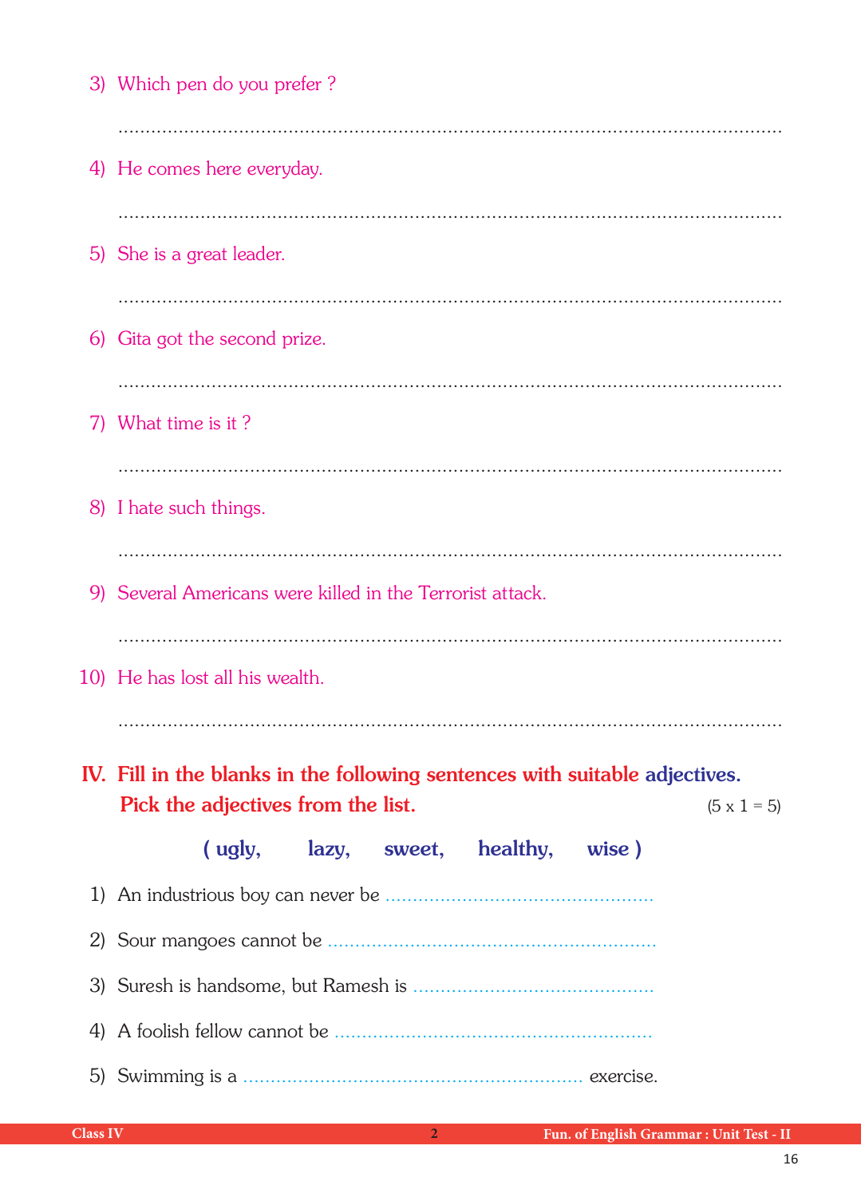3) Which pen do you prefer ?

..........................................................................................................................

4) He comes here everyday.

..........................................................................................................................

5) She is a great leader.

..........................................................................................................................

6) Gita got the second prize.

..........................................................................................................................

7) What time is it ?

..........................................................................................................................

8) I hate such things.

..........................................................................................................................

9) Several Americans were killed in the Terrorist attack.

..........................................................................................................................

10) He has lost all his wealth.

..........................................................................................................................

**IV. Fill in the blanks in the following sentences with suitable adjectives. Pick the adjectives from the list.** (5 x 1 = 5)

**( ugly, lazy, sweet, healthy, wise )**

1) An industrious boy can never be ..................................................

2) Sour mangoes cannot be ............................................................

3) Suresh is handsome, but Ramesh is ............................................

4) A foolish fellow cannot be ..........................................................

5) Swimming is a .............................................................. exercise.